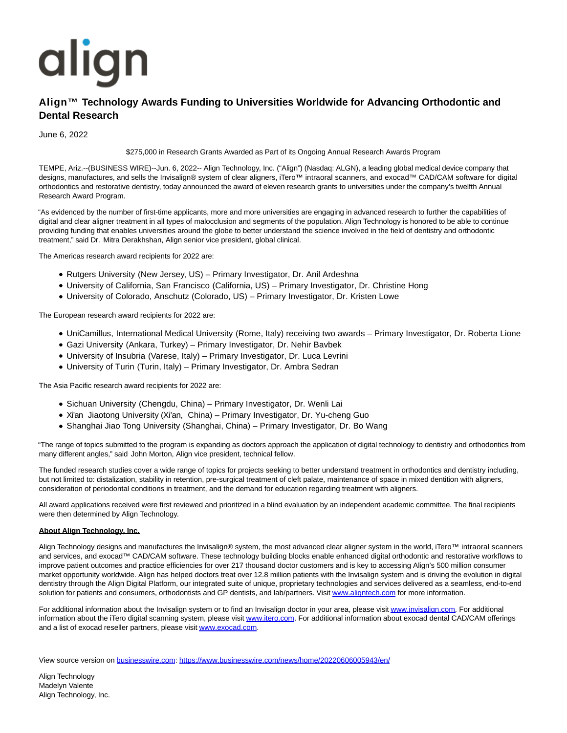align

# Align™ Technology Awards Funding to Universities Worldwide for Advancing Orthodontic and Dental Research

June 6, 2022

$275,000 in Research Grants Awarded as Part of its Ongoing Annual Research Awards Program

TEMPE, Ariz.--(BUSINESS WIRE)--Jun. 6, 2022-- Align Technology, Inc. ("Align") (Nasdaq: ALGN), a leading global medical device company that designs, manufactures, and sells the Invisalign® system of clear aligners, iTero™ intraoral scanners, and exocad™ CAD/CAM software for digital orthodontics and restorative dentistry, today announced the award of eleven research grants to universities under the company's twelfth Annual Research Award Program.

"As evidenced by the number of first-time applicants, more and more universities are engaging in advanced research to further the capabilities of digital and clear aligner treatment in all types of malocclusion and segments of the population. Align Technology is honored to be able to continue providing funding that enables universities around the globe to better understand the science involved in the field of dentistry and orthodontic treatment," said Dr. Mitra Derakhshan, Align senior vice president, global clinical.

The Americas research award recipients for 2022 are:

- Rutgers University (New Jersey, US) – Primary Investigator, Dr. Anil Ardeshna
- University of California, San Francisco (California, US) – Primary Investigator, Dr. Christine Hong
- University of Colorado, Anschutz (Colorado, US) – Primary Investigator, Dr. Kristen Lowe

The European research award recipients for 2022 are:

- UniCamillus, International Medical University (Rome, Italy) receiving two awards – Primary Investigator, Dr. Roberta Lione
- Gazi University (Ankara, Turkey) – Primary Investigator, Dr. Nehir Bavbek
- University of Insubria (Varese, Italy) – Primary Investigator, Dr. Luca Levrini
- University of Turin (Turin, Italy) – Primary Investigator, Dr. Ambra Sedran

The Asia Pacific research award recipients for 2022 are:

- Sichuan University (Chengdu, China) – Primary Investigator, Dr. Wenli Lai
- Xi'an Jiaotong University (Xi'an, China) – Primary Investigator, Dr. Yu-cheng Guo
- Shanghai Jiao Tong University (Shanghai, China) – Primary Investigator, Dr. Bo Wang

"The range of topics submitted to the program is expanding as doctors approach the application of digital technology to dentistry and orthodontics from many different angles," said John Morton, Align vice president, technical fellow.

The funded research studies cover a wide range of topics for projects seeking to better understand treatment in orthodontics and dentistry including, but not limited to: distalization, stability in retention, pre-surgical treatment of cleft palate, maintenance of space in mixed dentition with aligners, consideration of periodontal conditions in treatment, and the demand for education regarding treatment with aligners.

All award applications received were first reviewed and prioritized in a blind evaluation by an independent academic committee. The final recipients were then determined by Align Technology.

**About Align Technology, Inc.**

Align Technology designs and manufactures the Invisalign® system, the most advanced clear aligner system in the world, iTero™ intraoral scanners and services, and exocad™ CAD/CAM software. These technology building blocks enable enhanced digital orthodontic and restorative workflows to improve patient outcomes and practice efficiencies for over 217 thousand doctor customers and is key to accessing Align's 500 million consumer market opportunity worldwide. Align has helped doctors treat over 12.8 million patients with the Invisalign system and is driving the evolution in digital dentistry through the Align Digital Platform, our integrated suite of unique, proprietary technologies and services delivered as a seamless, end-to-end solution for patients and consumers, orthodontists and GP dentists, and lab/partners. Visit www.aligntech.com for more information.

For additional information about the Invisalign system or to find an Invisalign doctor in your area, please visit www.invisalign.com. For additional information about the iTero digital scanning system, please visit www.itero.com. For additional information about exocad dental CAD/CAM offerings and a list of exocad reseller partners, please visit www.exocad.com.

View source version on businesswire.com: https://www.businesswire.com/news/home/20220606005943/en/

Align Technology
Madelyn Valente
Align Technology, Inc.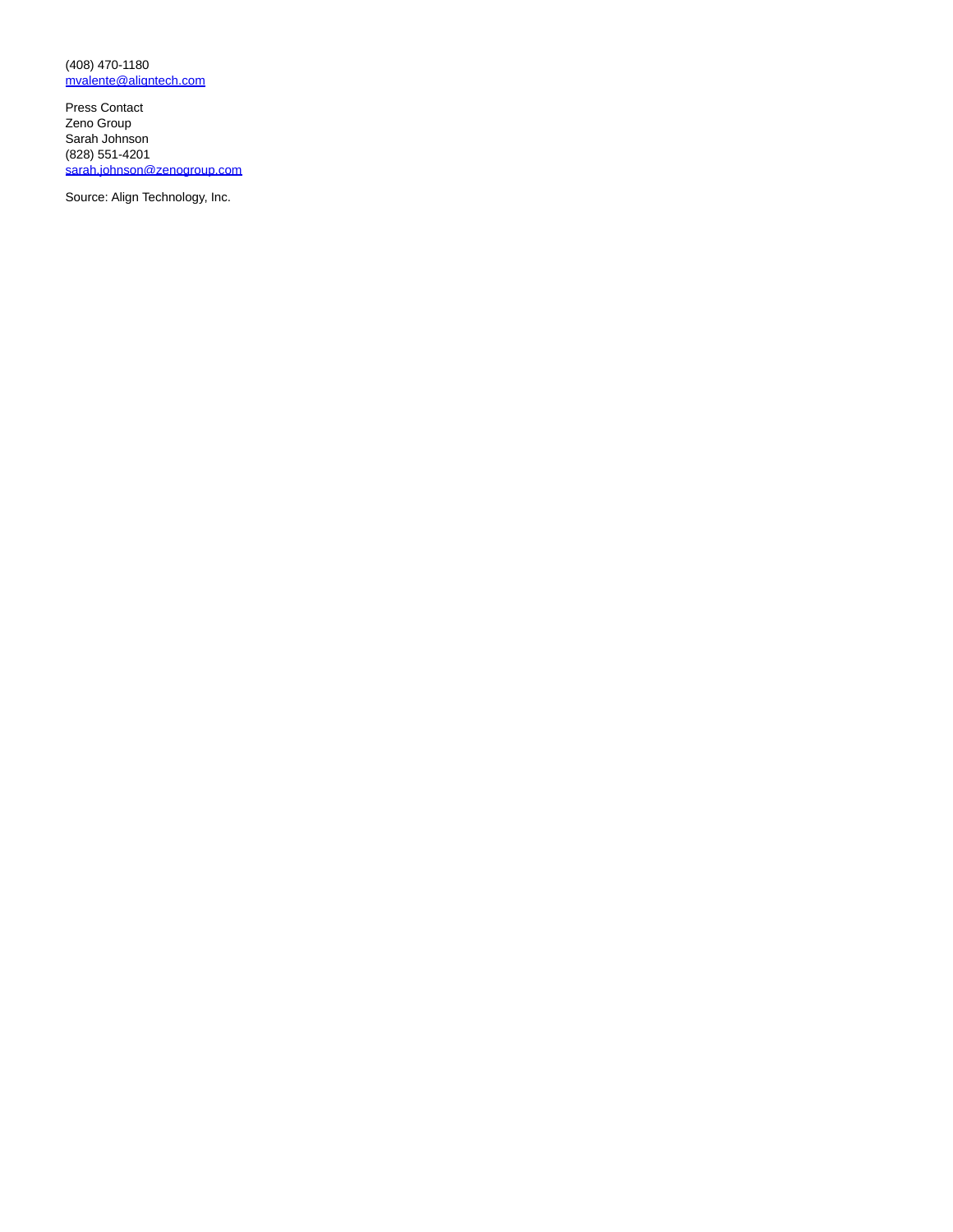(408) 470-1180
[mvalente@aligntech.com](mailto:mvalente@aligntech.com)

Press Contact
Zeno Group
Sarah Johnson
(828) 551-4201
[sarah.johnson@zenogroup.com](mailto:sarah.johnson@zenogroup.com)

Source: Align Technology, Inc.